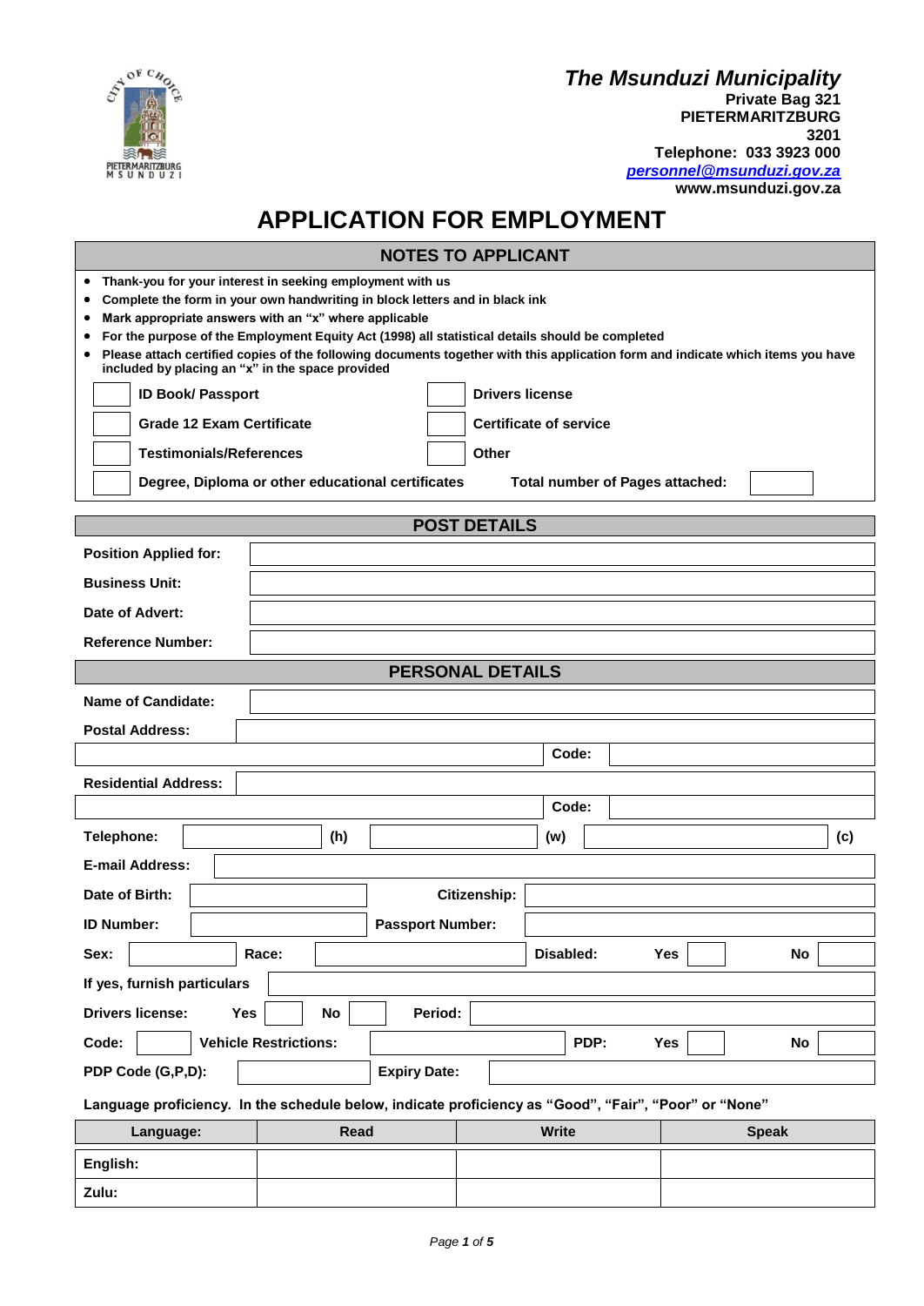**The Msunduzi Municipality**
**Private Bag 321**
**PIETERMARITZBURG**
**3201**
**Telephone: 033 3923 000**
**personnel@msunduzi.gov.za**
**www.msunduzi.gov.za**

# APPLICATION FOR EMPLOYMENT

## NOTES TO APPLICANT

- **Thank-you for your interest in seeking employment with us**
- **Complete the form in your own handwriting in block letters and in black ink**
- **Mark appropriate answers with an "x" where applicable**
- **For the purpose of the Employment Equity Act (1998) all statistical details should be completed**
- **Please attach certified copies of the following documents together with this application form and indicate which items you have included by placing an "x" in the space provided**

| | | | |
|---|---|---|---|
| [ ] | **ID Book/ Passport** | [ ] | **Drivers license** |
| [ ] | **Grade 12 Exam Certificate** | [ ] | **Certificate of service** |
| [ ] | **Testimonials/References** | [ ] | **Other** |
| [ ] | **Degree, Diploma or other educational certificates** | **Total number of Pages attached:** | |

## POST DETAILS

| | |
|---|---|
| **Position Applied for:** | |
| **Business Unit:** | |
| **Date of Advert:** | |
| **Reference Number:** | |

## PERSONAL DETAILS

| | | | | | |
|---|---|---|---|---|---|
| **Name of Candidate:** | | | | | |
| **Postal Address:** | | | | | |
| | | | **Code:** | | |
| **Residential Address:** | | | | | |
| | | | **Code:** | | |
| **Telephone:** | | **(h)** | | **(w)** | **(c)** |
| **E-mail Address:** | | | | | |
| **Date of Birth:** | | **Citizenship:** | | | |
| **ID Number:** | | **Passport Number:** | | | |
| **Sex:** | | **Race:** | | **Disabled:** | **Yes** [ ] **No** [ ] |
| **If yes, furnish particulars** | | | | | |
| **Drivers license:** | **Yes** [ ] **No** [ ] | **Period:** | | | |
| **Code:** | | **Vehicle Restrictions:** | | **PDP:** | **Yes** [ ] **No** [ ] |
| **PDP Code (G,P,D):** | | **Expiry Date:** | | | |

**Language proficiency. In the schedule below, indicate proficiency as "Good", "Fair", "Poor" or "None"**

| Language: | Read | Write | Speak |
|---|---|---|---|
| **English:** | | | |
| **Zulu:** | | | |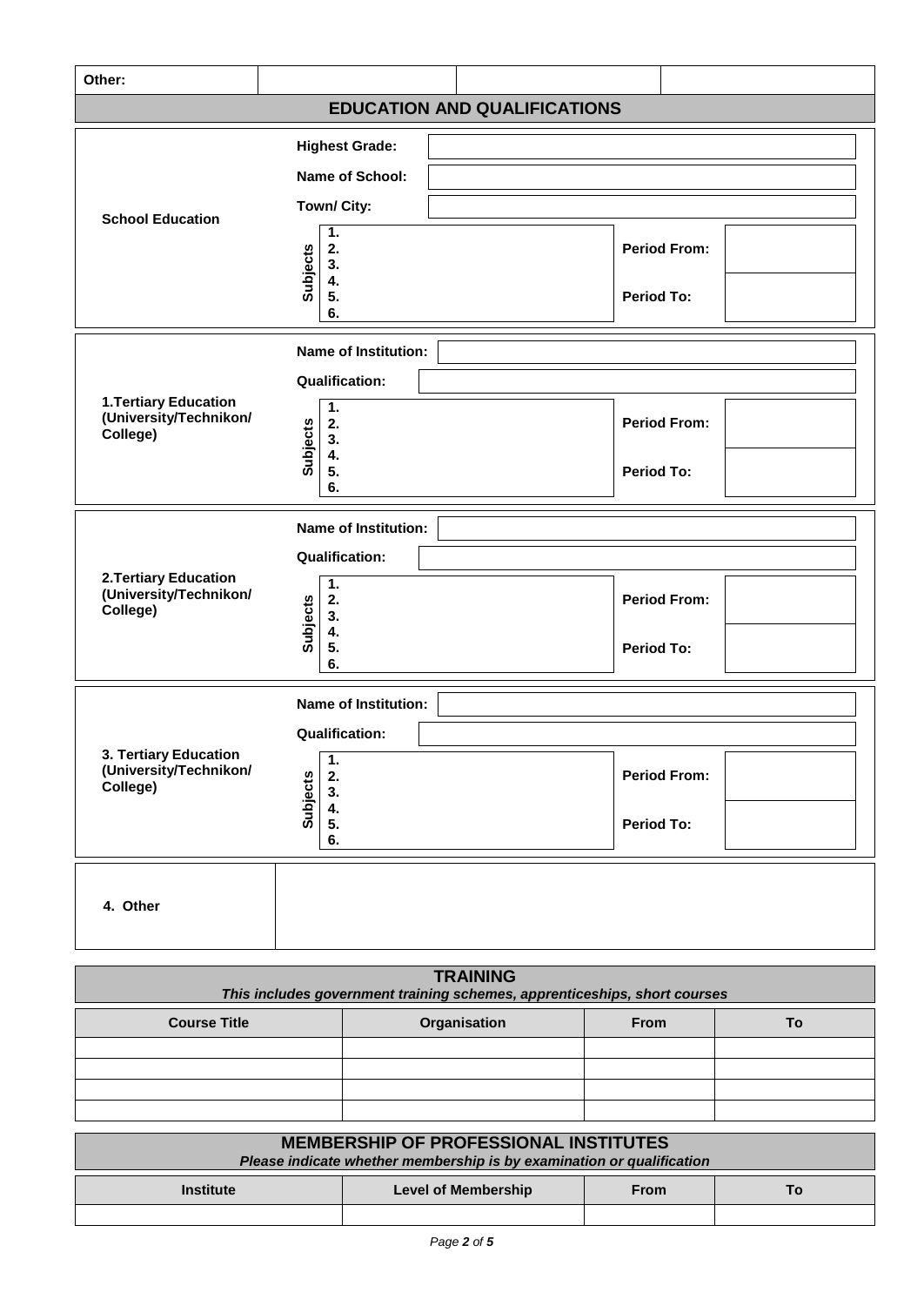| Other: | | | |
|---|---|---|---|

## EDUCATION AND QUALIFICATIONS

| **School Education** | | | | |
|---|---|---|---|---|
| | **Highest Grade:** | | | |
| | **Name of School:** | | | |
| | **Town/ City:** | | | |
| | **Subjects** | 1.<br>2.<br>3.<br>4.<br>5.<br>6. | **Period From:** | |
| | | | **Period To:** | |

| **1.Tertiary Education (University/Technikon/ College)** | | | | |
|---|---|---|---|---|
| | **Name of Institution:** | | | |
| | **Qualification:** | | | |
| | **Subjects** | 1.<br>2.<br>3.<br>4.<br>5.<br>6. | **Period From:** | |
| | | | **Period To:** | |

| **2.Tertiary Education (University/Technikon/ College)** | | | | |
|---|---|---|---|---|
| | **Name of Institution:** | | | |
| | **Qualification:** | | | |
| | **Subjects** | 1.<br>2.<br>3.<br>4.<br>5.<br>6. | **Period From:** | |
| | | | **Period To:** | |

| **3. Tertiary Education (University/Technikon/ College)** | | | | |
|---|---|---|---|---|
| | **Name of Institution:** | | | |
| | **Qualification:** | | | |
| | **Subjects** | 1.<br>2.<br>3.<br>4.<br>5.<br>6. | **Period From:** | |
| | | | **Period To:** | |

| **4. Other** | |
|---|---|

## TRAINING

***This includes government training schemes, apprenticeships, short courses***

| Course Title | Organisation | From | To |
|---|---|---|---|
| | | | |
| | | | |
| | | | |
| | | | |

## MEMBERSHIP OF PROFESSIONAL INSTITUTES

***Please indicate whether membership is by examination or qualification***

| Institute | Level of Membership | From | To |
|---|---|---|---|
| | | | |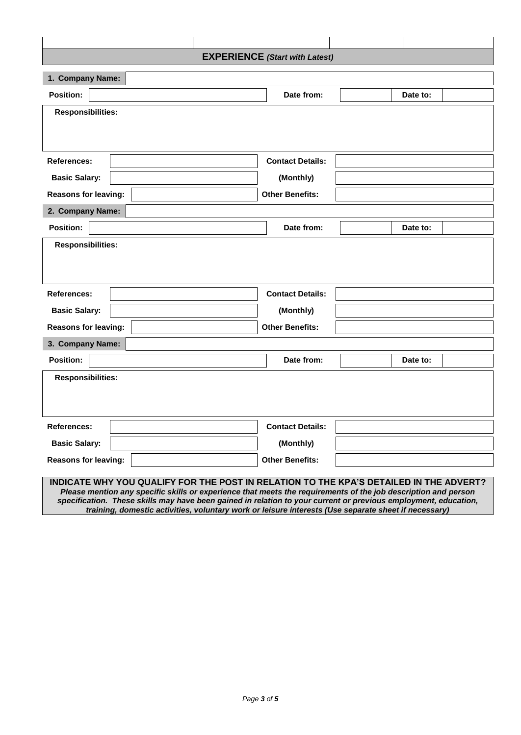| | | | |
|---|---|---|---|

## EXPERIENCE *(Start with Latest)*

| **1. Company Name:** | | | | | |
|---|---|---|---|---|---|
| **Position:** | | **Date from:** | | **Date to:** | |
| **Responsibilities:** | | | | | |
| **References:** | | **Contact Details:** | | | |
| **Basic Salary:** | | **(Monthly)** | | | |
| **Reasons for leaving:** | | **Other Benefits:** | | | |

| **2. Company Name:** | | | | | |
|---|---|---|---|---|---|
| **Position:** | | **Date from:** | | **Date to:** | |
| **Responsibilities:** | | | | | |
| **References:** | | **Contact Details:** | | | |
| **Basic Salary:** | | **(Monthly)** | | | |
| **Reasons for leaving:** | | **Other Benefits:** | | | |

| **3. Company Name:** | | | | | |
|---|---|---|---|---|---|
| **Position:** | | **Date from:** | | **Date to:** | |
| **Responsibilities:** | | | | | |
| **References:** | | **Contact Details:** | | | |
| **Basic Salary:** | | **(Monthly)** | | | |
| **Reasons for leaving:** | | **Other Benefits:** | | | |

**INDICATE WHY YOU QUALIFY FOR THE POST IN RELATION TO THE KPA'S DETAILED IN THE ADVERT?**

***Please mention any specific skills or experience that meets the requirements of the job description and person specification. These skills may have been gained in relation to your current or previous employment, education, training, domestic activities, voluntary work or leisure interests (Use separate sheet if necessary)***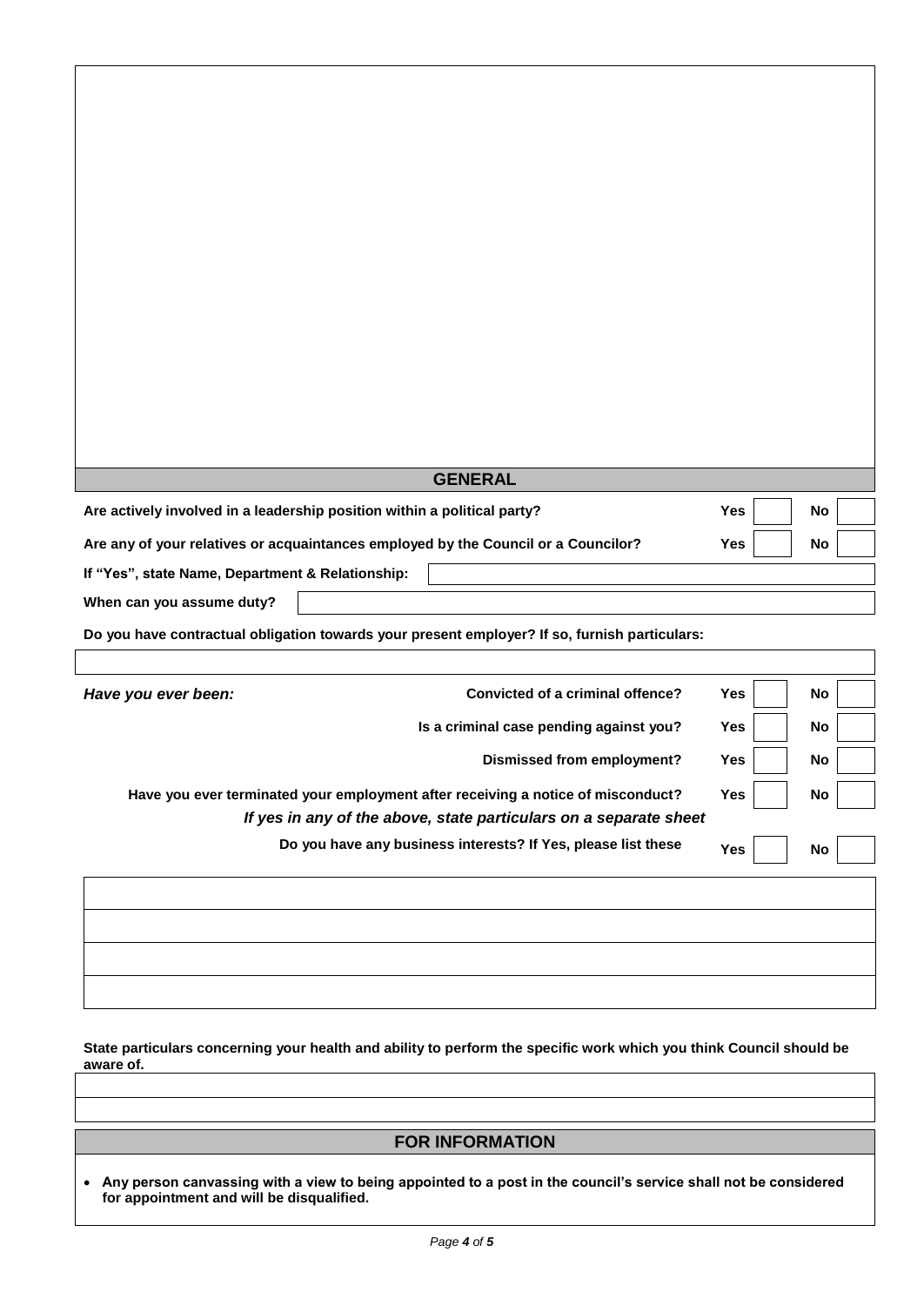## GENERAL

| | | | | |
|---|---|---|---|---|
| **Are actively involved in a leadership position within a political party?** | **Yes** | | **No** | |
| **Are any of your relatives or acquaintances employed by the Council or a Councilor?** | **Yes** | | **No** | |

**If "Yes", state Name, Department & Relationship:**

**When can you assume duty?**

**Do you have contractual obligation towards your present employer? If so, furnish particulars:**

***Have you ever been:***

| | | | | |
|---|---|---|---|---|
| **Convicted of a criminal offence?** | **Yes** | | **No** | |
| **Is a criminal case pending against you?** | **Yes** | | **No** | |
| **Dismissed from employment?** | **Yes** | | **No** | |
| **Have you ever terminated your employment after receiving a notice of misconduct?** | **Yes** | | **No** | |

***If yes in any of the above, state particulars on a separate sheet***

| | | | | |
|---|---|---|---|---|
| **Do you have any business interests? If Yes, please list these** | **Yes** | | **No** | |

**State particulars concerning your health and ability to perform the specific work which you think Council should be aware of.**

## FOR INFORMATION

- **Any person canvassing with a view to being appointed to a post in the council's service shall not be considered for appointment and will be disqualified.**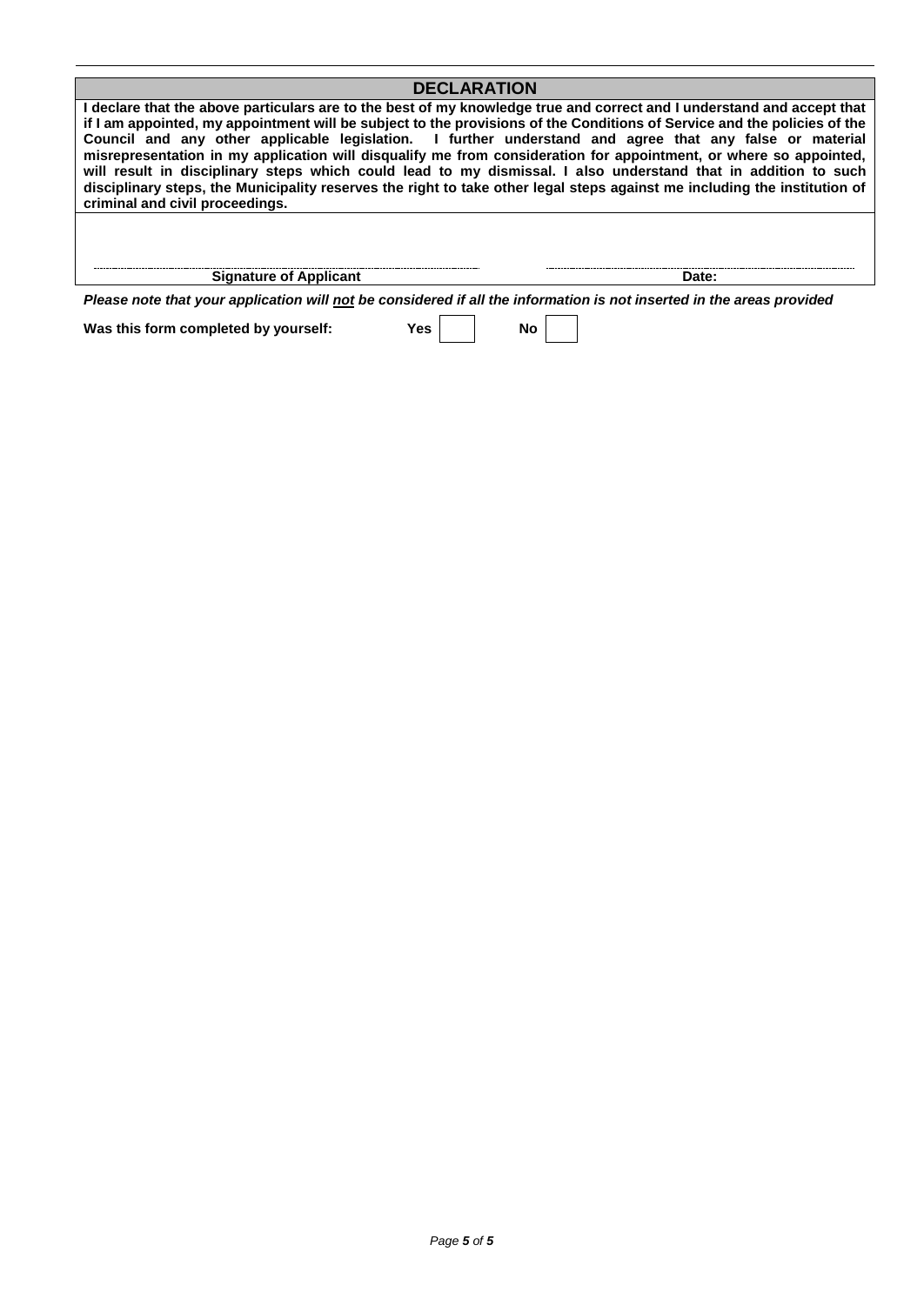## DECLARATION

**I declare that the above particulars are to the best of my knowledge true and correct and I understand and accept that if I am appointed, my appointment will be subject to the provisions of the Conditions of Service and the policies of the Council and any other applicable legislation. I further understand and agree that any false or material misrepresentation in my application will disqualify me from consideration for appointment, or where so appointed, will result in disciplinary steps which could lead to my dismissal. I also understand that in addition to such disciplinary steps, the Municipality reserves the right to take other legal steps against me including the institution of criminal and civil proceedings.**

| | |
|---|---|
| ........................................................ | ........................................................ |
| **Signature of Applicant** | **Date:** |

***Please note that your application will not be considered if all the information is not inserted in the areas provided***

**Was this form completed by yourself:** **Yes** [ ] **No** [ ]